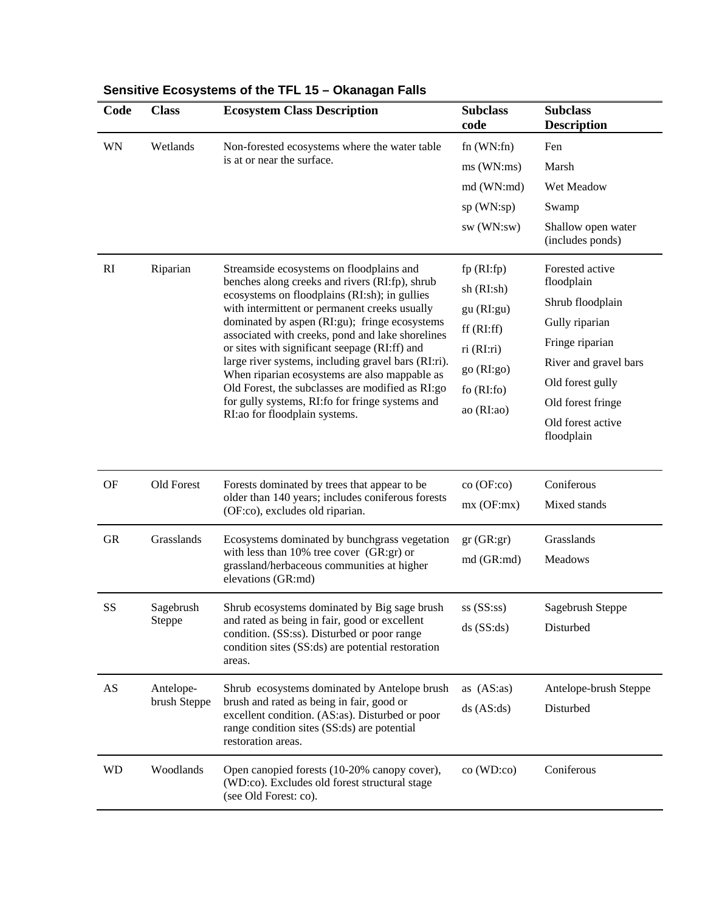**Sensitive Ecosystems of the TFL 15 – Okanagan Falls**

| Code | Class | Ecosystem Class Description | Subclass code | Subclass Description |
|---|---|---|---|---|
| WN | Wetlands | Non-forested ecosystems where the water table is at or near the surface. | fn (WN:fn) | Fen |
| | | | ms (WN:ms) | Marsh |
| | | | md (WN:md) | Wet Meadow |
| | | | sp (WN:sp) | Swamp |
| | | | sw (WN:sw) | Shallow open water (includes ponds) |
| RI | Riparian | Streamside ecosystems on floodplains and benches along creeks and rivers (RI:fp), shrub ecosystems on floodplains (RI:sh); in gullies with intermittent or permanent creeks usually dominated by aspen (RI:gu); fringe ecosystems associated with creeks, pond and lake shorelines or sites with significant seepage (RI:ff) and large river systems, including gravel bars (RI:ri). When riparian ecosystems are also mappable as Old Forest, the subclasses are modified as RI:go for gully systems, RI:fo for fringe systems and RI:ao for floodplain systems. | fp (RI:fp) | Forested active floodplain |
| | | | sh (RI:sh) | Shrub floodplain |
| | | | gu (RI:gu) | Gully riparian |
| | | | ff (RI:ff) | Fringe riparian |
| | | | ri (RI:ri) | River and gravel bars |
| | | | go (RI:go) | Old forest gully |
| | | | fo (RI:fo) | Old forest fringe |
| | | | ao (RI:ao) | Old forest active floodplain |
| OF | Old Forest | Forests dominated by trees that appear to be older than 140 years; includes coniferous forests (OF:co), excludes old riparian. | co (OF:co) | Coniferous |
| | | | mx (OF:mx) | Mixed stands |
| GR | Grasslands | Ecosystems dominated by bunchgrass vegetation with less than 10% tree cover (GR:gr) or grassland/herbaceous communities at higher elevations (GR:md) | gr (GR:gr) | Grasslands |
| | | | md (GR:md) | Meadows |
| SS | Sagebrush Steppe | Shrub ecosystems dominated by Big sage brush and rated as being in fair, good or excellent condition. (SS:ss). Disturbed or poor range condition sites (SS:ds) are potential restoration areas. | ss (SS:ss) | Sagebrush Steppe |
| | | | ds (SS:ds) | Disturbed |
| AS | Antelope-brush Steppe | Shrub ecosystems dominated by Antelope brush and rated as being in fair, good or excellent condition. (AS:as). Disturbed or poor range condition sites (SS:ds) are potential restoration areas. | as (AS:as) | Antelope-brush Steppe |
| | | | ds (AS:ds) | Disturbed |
| WD | Woodlands | Open canopied forests (10-20% canopy cover), (WD:co). Excludes old forest structural stage (see Old Forest: co). | co (WD:co) | Coniferous |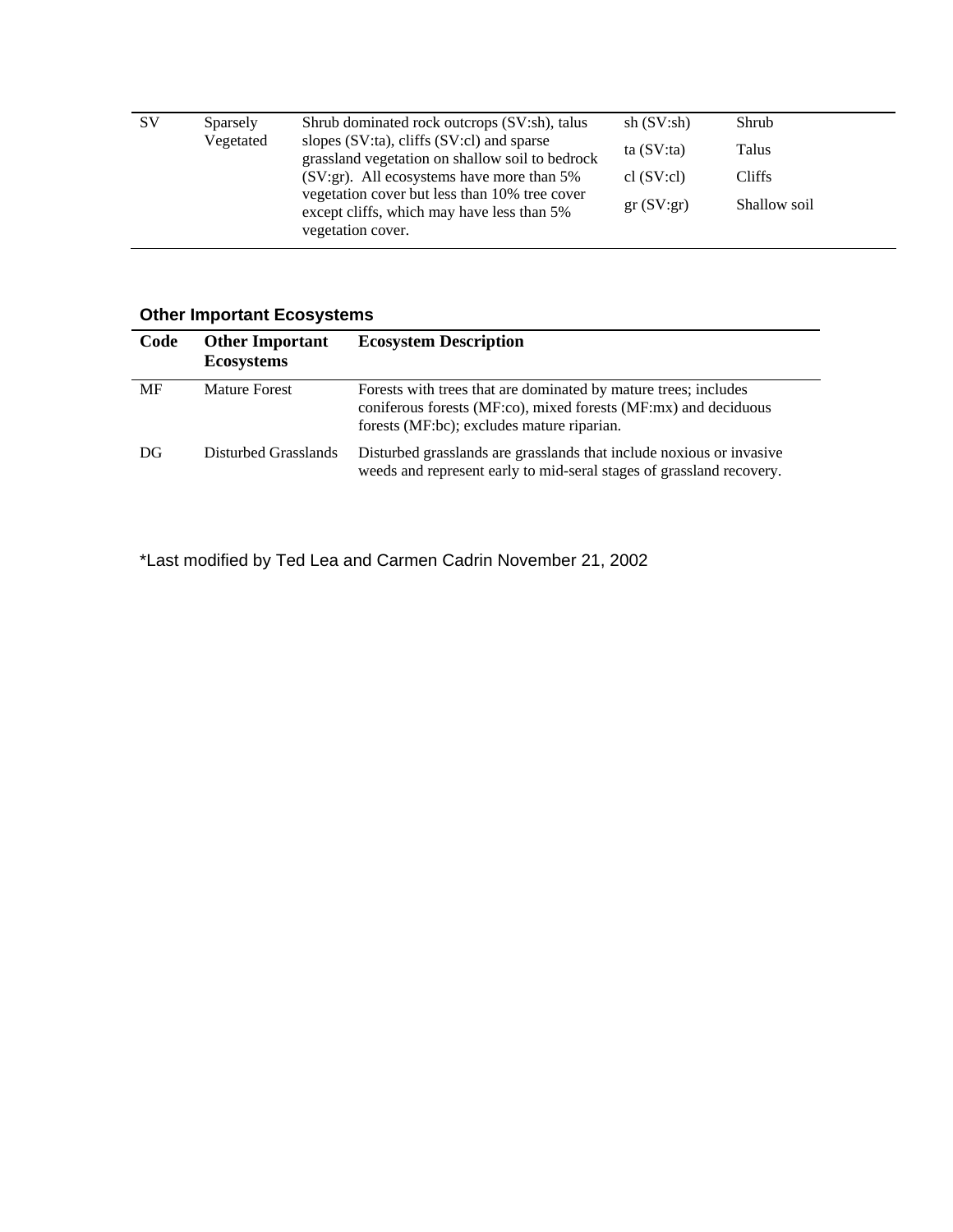| | | | | |
|---|---|---|---|---|
| SV | Sparsely Vegetated | Shrub dominated rock outcrops (SV:sh), talus slopes (SV:ta), cliffs (SV:cl) and sparse grassland vegetation on shallow soil to bedrock (SV:gr). All ecosystems have more than 5% vegetation cover but less than 10% tree cover except cliffs, which may have less than 5% vegetation cover. | sh (SV:sh)<br>ta (SV:ta)<br>cl (SV:cl)<br>gr (SV:gr) | Shrub<br>Talus<br>Cliffs<br>Shallow soil |

### Other Important Ecosystems

| Code | Other Important Ecosystems | Ecosystem Description |
|---|---|---|
| MF | Mature Forest | Forests with trees that are dominated by mature trees; includes coniferous forests (MF:co), mixed forests (MF:mx) and deciduous forests (MF:bc); excludes mature riparian. |
| DG | Disturbed Grasslands | Disturbed grasslands are grasslands that include noxious or invasive weeds and represent early to mid-seral stages of grassland recovery. |

*Last modified by Ted Lea and Carmen Cadrin November 21, 2002